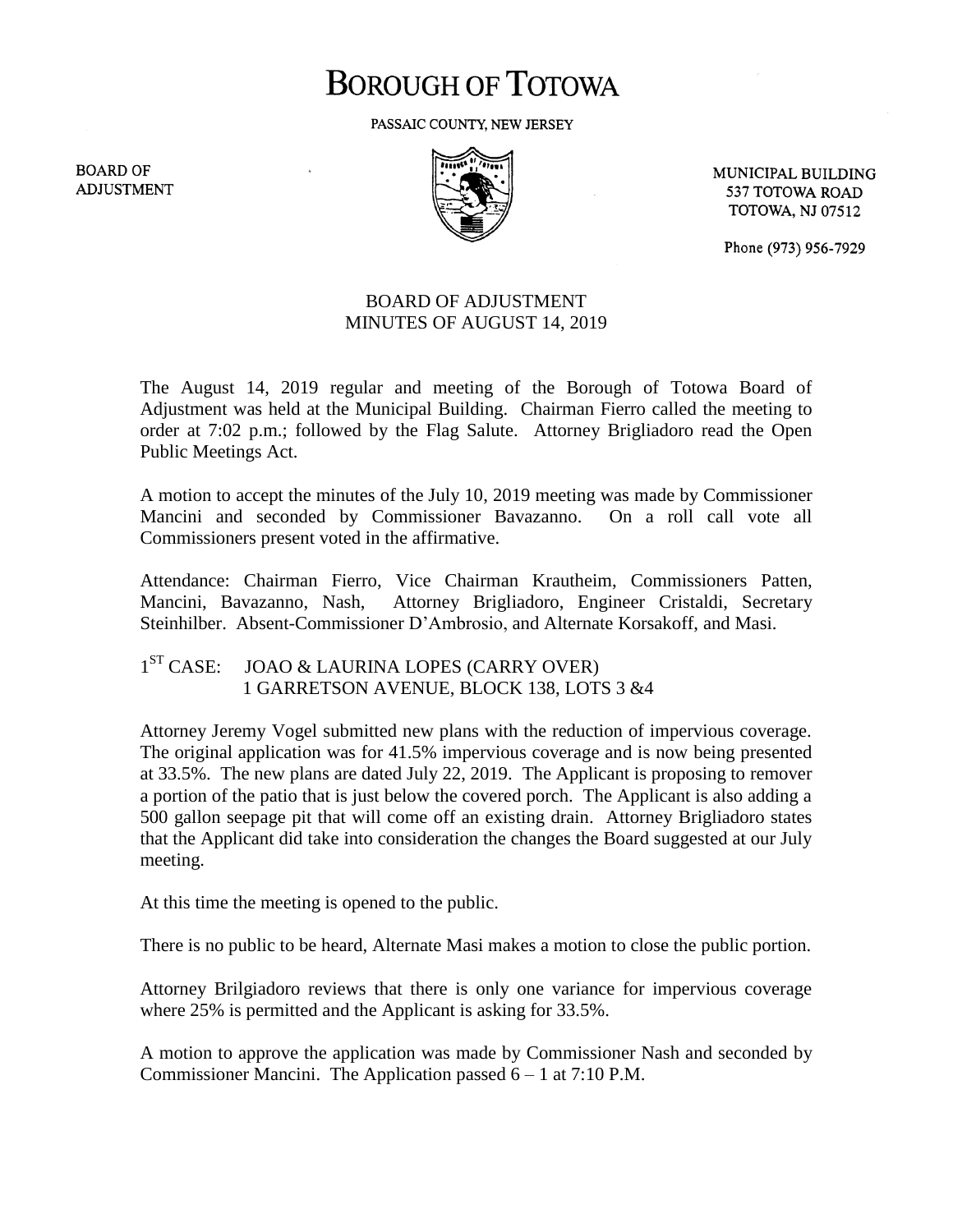# BOROUGH OF TOTOWA

PASSAIC COUNTY, NEW JERSEY

BOARD OF ADJUSTMENT

MUNICIPAL BUILDING
537 TOTOWA ROAD
TOTOWA, NJ 07512

Phone (973) 956-7929

## BOARD OF ADJUSTMENT
## MINUTES OF AUGUST 14, 2019

The August 14, 2019 regular and meeting of the Borough of Totowa Board of Adjustment was held at the Municipal Building. Chairman Fierro called the meeting to order at 7:02 p.m.; followed by the Flag Salute. Attorney Brigliadoro read the Open Public Meetings Act.

A motion to accept the minutes of the July 10, 2019 meeting was made by Commissioner Mancini and seconded by Commissioner Bavazanno. On a roll call vote all Commissioners present voted in the affirmative.

Attendance: Chairman Fierro, Vice Chairman Krautheim, Commissioners Patten, Mancini, Bavazanno, Nash, Attorney Brigliadoro, Engineer Cristaldi, Secretary Steinhilber. Absent-Commissioner D'Ambrosio, and Alternate Korsakoff, and Masi.

1ST CASE: JOAO & LAURINA LOPES (CARRY OVER)
1 GARRETSON AVENUE, BLOCK 138, LOTS 3 &4

Attorney Jeremy Vogel submitted new plans with the reduction of impervious coverage. The original application was for 41.5% impervious coverage and is now being presented at 33.5%. The new plans are dated July 22, 2019. The Applicant is proposing to remover a portion of the patio that is just below the covered porch. The Applicant is also adding a 500 gallon seepage pit that will come off an existing drain. Attorney Brigliadoro states that the Applicant did take into consideration the changes the Board suggested at our July meeting.

At this time the meeting is opened to the public.

There is no public to be heard, Alternate Masi makes a motion to close the public portion.

Attorney Brilgiadoro reviews that there is only one variance for impervious coverage where 25% is permitted and the Applicant is asking for 33.5%.

A motion to approve the application was made by Commissioner Nash and seconded by Commissioner Mancini. The Application passed 6 – 1 at 7:10 P.M.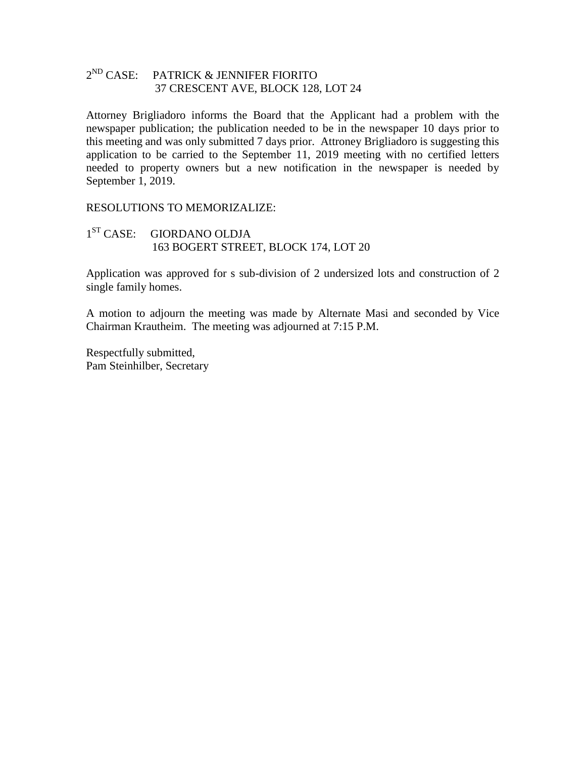2ND CASE: PATRICK & JENNIFER FIORITO
37 CRESCENT AVE, BLOCK 128, LOT 24

Attorney Brigliadoro informs the Board that the Applicant had a problem with the newspaper publication; the publication needed to be in the newspaper 10 days prior to this meeting and was only submitted 7 days prior. Attroney Brigliadoro is suggesting this application to be carried to the September 11, 2019 meeting with no certified letters needed to property owners but a new notification in the newspaper is needed by September 1, 2019.

RESOLUTIONS TO MEMORIZALIZE:

1ST CASE: GIORDANO OLDJA
163 BOGERT STREET, BLOCK 174, LOT 20

Application was approved for s sub-division of 2 undersized lots and construction of 2 single family homes.

A motion to adjourn the meeting was made by Alternate Masi and seconded by Vice Chairman Krautheim. The meeting was adjourned at 7:15 P.M.

Respectfully submitted,
Pam Steinhilber, Secretary